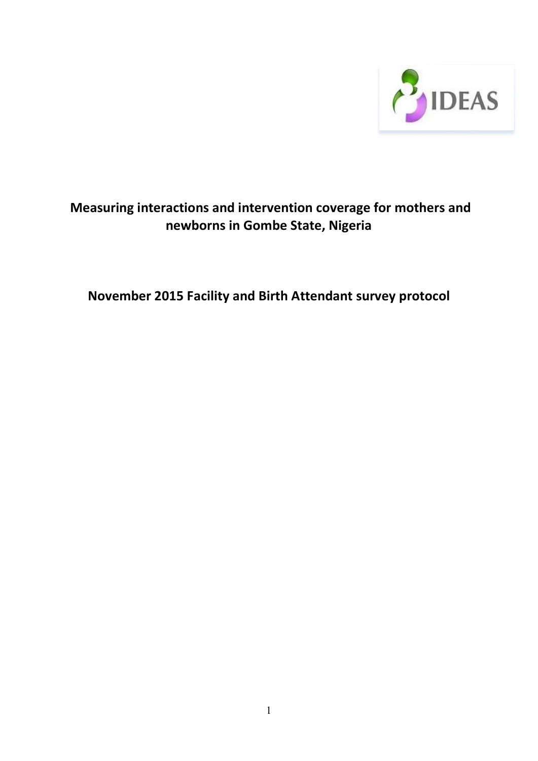IDEAS

# Measuring interactions and intervention coverage for mothers and newborns in Gombe State, Nigeria

## November 2015 Facility and Birth Attendant survey protocol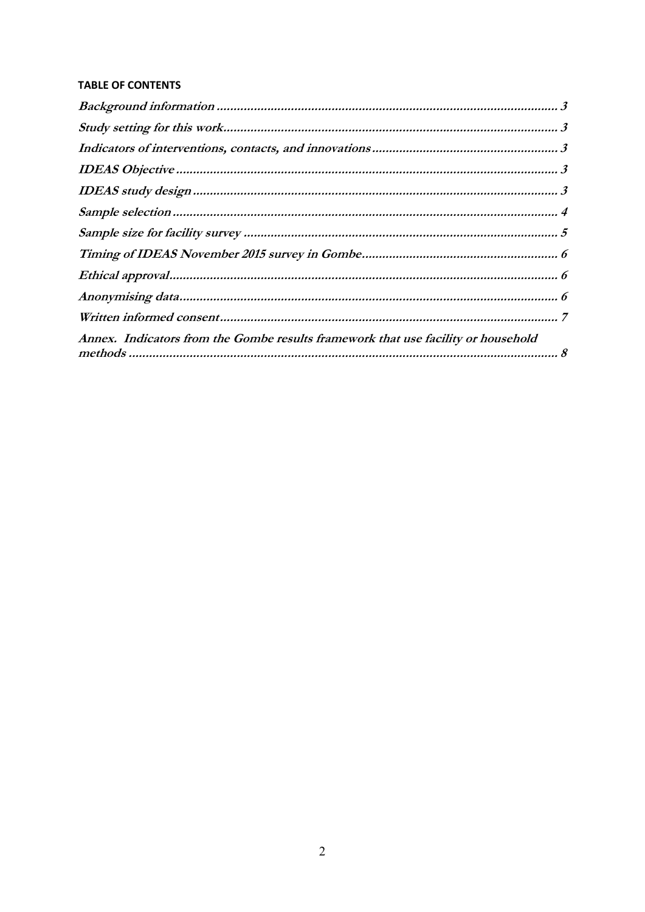**TABLE OF CONTENTS**

*Background information* ........................................................................................... *3*

*Study setting for this work* ........................................................................................ *3*

*Indicators of interventions, contacts, and innovations* .............................................. *3*

*IDEAS Objective* ....................................................................................................... *3*

*IDEAS study design* .................................................................................................. *3*

*Sample selection* ....................................................................................................... *4*

*Sample size for facility survey* .................................................................................. *5*

*Timing of IDEAS November 2015 survey in Gombe* ................................................ *6*

*Ethical approval* ........................................................................................................ *6*

*Anonymising data* ..................................................................................................... *6*

*Written informed consent* .......................................................................................... *7*

*Annex. Indicators from the Gombe results framework that use facility or household methods* ...................................................................................................................... *8*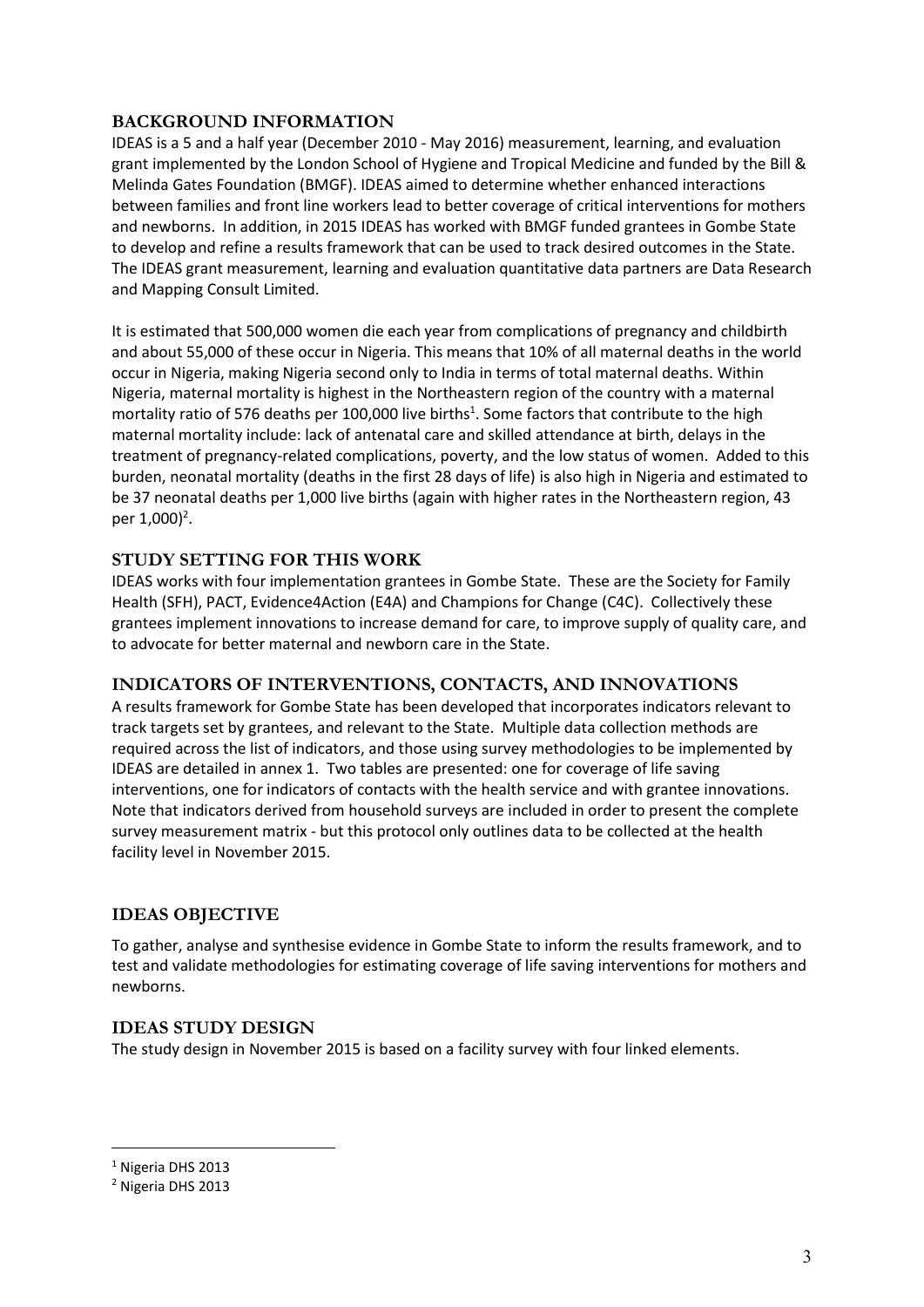## BACKGROUND INFORMATION

IDEAS is a 5 and a half year (December 2010 - May 2016) measurement, learning, and evaluation grant implemented by the London School of Hygiene and Tropical Medicine and funded by the Bill & Melinda Gates Foundation (BMGF). IDEAS aimed to determine whether enhanced interactions between families and front line workers lead to better coverage of critical interventions for mothers and newborns. In addition, in 2015 IDEAS has worked with BMGF funded grantees in Gombe State to develop and refine a results framework that can be used to track desired outcomes in the State. The IDEAS grant measurement, learning and evaluation quantitative data partners are Data Research and Mapping Consult Limited.

It is estimated that 500,000 women die each year from complications of pregnancy and childbirth and about 55,000 of these occur in Nigeria. This means that 10% of all maternal deaths in the world occur in Nigeria, making Nigeria second only to India in terms of total maternal deaths. Within Nigeria, maternal mortality is highest in the Northeastern region of the country with a maternal mortality ratio of 576 deaths per 100,000 live births[1]. Some factors that contribute to the high maternal mortality include: lack of antenatal care and skilled attendance at birth, delays in the treatment of pregnancy-related complications, poverty, and the low status of women. Added to this burden, neonatal mortality (deaths in the first 28 days of life) is also high in Nigeria and estimated to be 37 neonatal deaths per 1,000 live births (again with higher rates in the Northeastern region, 43 per 1,000)[2].

## STUDY SETTING FOR THIS WORK

IDEAS works with four implementation grantees in Gombe State. These are the Society for Family Health (SFH), PACT, Evidence4Action (E4A) and Champions for Change (C4C). Collectively these grantees implement innovations to increase demand for care, to improve supply of quality care, and to advocate for better maternal and newborn care in the State.

## INDICATORS OF INTERVENTIONS, CONTACTS, AND INNOVATIONS

A results framework for Gombe State has been developed that incorporates indicators relevant to track targets set by grantees, and relevant to the State. Multiple data collection methods are required across the list of indicators, and those using survey methodologies to be implemented by IDEAS are detailed in annex 1. Two tables are presented: one for coverage of life saving interventions, one for indicators of contacts with the health service and with grantee innovations. Note that indicators derived from household surveys are included in order to present the complete survey measurement matrix - but this protocol only outlines data to be collected at the health facility level in November 2015.

## IDEAS OBJECTIVE

To gather, analyse and synthesise evidence in Gombe State to inform the results framework, and to test and validate methodologies for estimating coverage of life saving interventions for mothers and newborns.

## IDEAS STUDY DESIGN

The study design in November 2015 is based on a facility survey with four linked elements.

---

[1] Nigeria DHS 2013

[2] Nigeria DHS 2013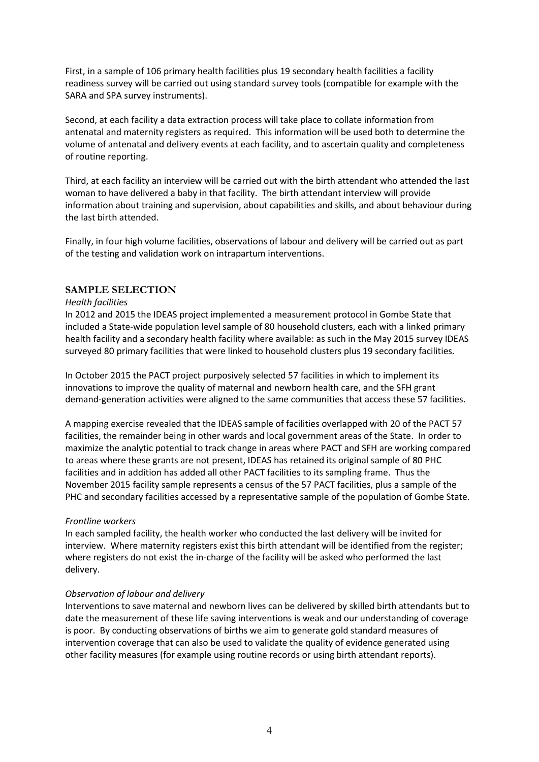First, in a sample of 106 primary health facilities plus 19 secondary health facilities a facility readiness survey will be carried out using standard survey tools (compatible for example with the SARA and SPA survey instruments).

Second, at each facility a data extraction process will take place to collate information from antenatal and maternity registers as required. This information will be used both to determine the volume of antenatal and delivery events at each facility, and to ascertain quality and completeness of routine reporting.

Third, at each facility an interview will be carried out with the birth attendant who attended the last woman to have delivered a baby in that facility. The birth attendant interview will provide information about training and supervision, about capabilities and skills, and about behaviour during the last birth attended.

Finally, in four high volume facilities, observations of labour and delivery will be carried out as part of the testing and validation work on intrapartum interventions.

## SAMPLE SELECTION

*Health facilities*

In 2012 and 2015 the IDEAS project implemented a measurement protocol in Gombe State that included a State-wide population level sample of 80 household clusters, each with a linked primary health facility and a secondary health facility where available: as such in the May 2015 survey IDEAS surveyed 80 primary facilities that were linked to household clusters plus 19 secondary facilities.

In October 2015 the PACT project purposively selected 57 facilities in which to implement its innovations to improve the quality of maternal and newborn health care, and the SFH grant demand-generation activities were aligned to the same communities that access these 57 facilities.

A mapping exercise revealed that the IDEAS sample of facilities overlapped with 20 of the PACT 57 facilities, the remainder being in other wards and local government areas of the State. In order to maximize the analytic potential to track change in areas where PACT and SFH are working compared to areas where these grants are not present, IDEAS has retained its original sample of 80 PHC facilities and in addition has added all other PACT facilities to its sampling frame. Thus the November 2015 facility sample represents a census of the 57 PACT facilities, plus a sample of the PHC and secondary facilities accessed by a representative sample of the population of Gombe State.

*Frontline workers*

In each sampled facility, the health worker who conducted the last delivery will be invited for interview. Where maternity registers exist this birth attendant will be identified from the register; where registers do not exist the in-charge of the facility will be asked who performed the last delivery.

*Observation of labour and delivery*

Interventions to save maternal and newborn lives can be delivered by skilled birth attendants but to date the measurement of these life saving interventions is weak and our understanding of coverage is poor. By conducting observations of births we aim to generate gold standard measures of intervention coverage that can also be used to validate the quality of evidence generated using other facility measures (for example using routine records or using birth attendant reports).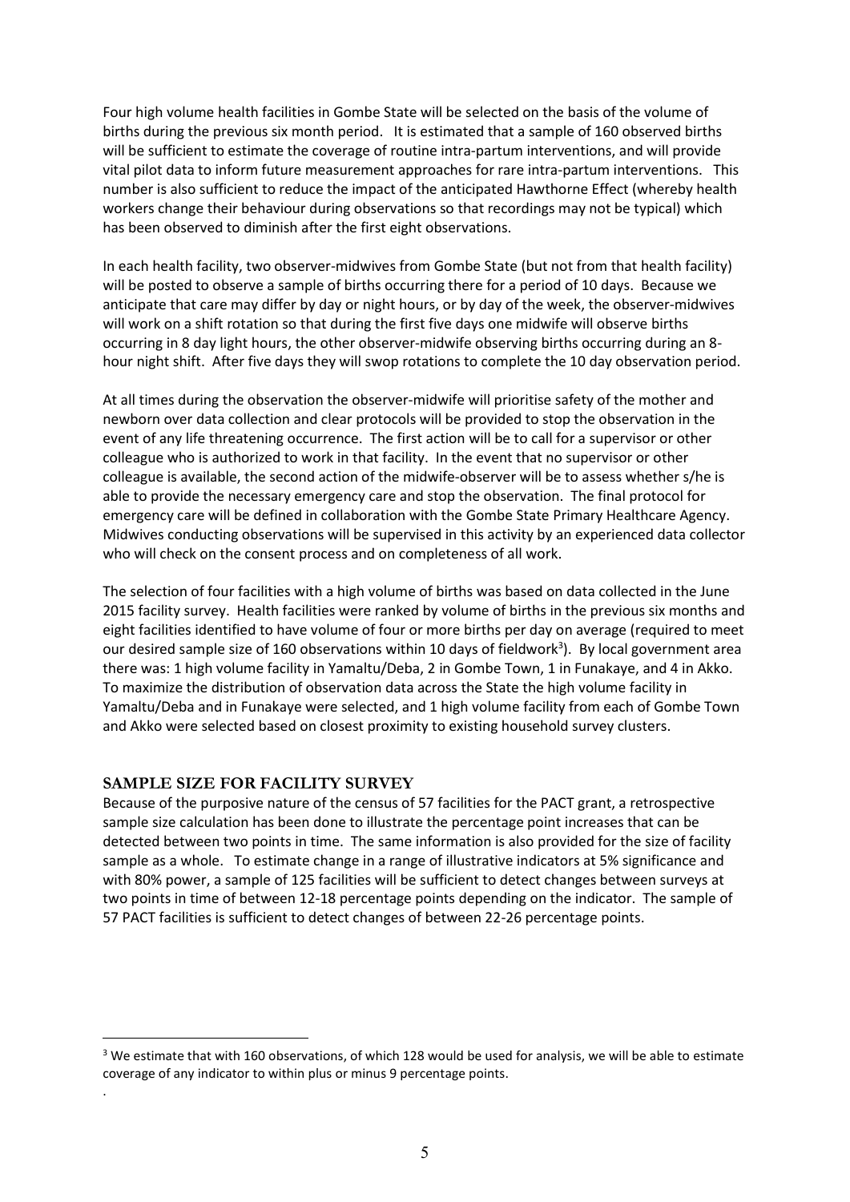Four high volume health facilities in Gombe State will be selected on the basis of the volume of births during the previous six month period. It is estimated that a sample of 160 observed births will be sufficient to estimate the coverage of routine intra-partum interventions, and will provide vital pilot data to inform future measurement approaches for rare intra-partum interventions. This number is also sufficient to reduce the impact of the anticipated Hawthorne Effect (whereby health workers change their behaviour during observations so that recordings may not be typical) which has been observed to diminish after the first eight observations.

In each health facility, two observer-midwives from Gombe State (but not from that health facility) will be posted to observe a sample of births occurring there for a period of 10 days. Because we anticipate that care may differ by day or night hours, or by day of the week, the observer-midwives will work on a shift rotation so that during the first five days one midwife will observe births occurring in 8 day light hours, the other observer-midwife observing births occurring during an 8-hour night shift. After five days they will swop rotations to complete the 10 day observation period.

At all times during the observation the observer-midwife will prioritise safety of the mother and newborn over data collection and clear protocols will be provided to stop the observation in the event of any life threatening occurrence. The first action will be to call for a supervisor or other colleague who is authorized to work in that facility. In the event that no supervisor or other colleague is available, the second action of the midwife-observer will be to assess whether s/he is able to provide the necessary emergency care and stop the observation. The final protocol for emergency care will be defined in collaboration with the Gombe State Primary Healthcare Agency. Midwives conducting observations will be supervised in this activity by an experienced data collector who will check on the consent process and on completeness of all work.

The selection of four facilities with a high volume of births was based on data collected in the June 2015 facility survey. Health facilities were ranked by volume of births in the previous six months and eight facilities identified to have volume of four or more births per day on average (required to meet our desired sample size of 160 observations within 10 days of fieldwork[3]). By local government area there was: 1 high volume facility in Yamaltu/Deba, 2 in Gombe Town, 1 in Funakaye, and 4 in Akko. To maximize the distribution of observation data across the State the high volume facility in Yamaltu/Deba and in Funakaye were selected, and 1 high volume facility from each of Gombe Town and Akko were selected based on closest proximity to existing household survey clusters.

## SAMPLE SIZE FOR FACILITY SURVEY

Because of the purposive nature of the census of 57 facilities for the PACT grant, a retrospective sample size calculation has been done to illustrate the percentage point increases that can be detected between two points in time. The same information is also provided for the size of facility sample as a whole. To estimate change in a range of illustrative indicators at 5% significance and with 80% power, a sample of 125 facilities will be sufficient to detect changes between surveys at two points in time of between 12-18 percentage points depending on the indicator. The sample of 57 PACT facilities is sufficient to detect changes of between 22-26 percentage points.

---

[3] We estimate that with 160 observations, of which 128 would be used for analysis, we will be able to estimate coverage of any indicator to within plus or minus 9 percentage points.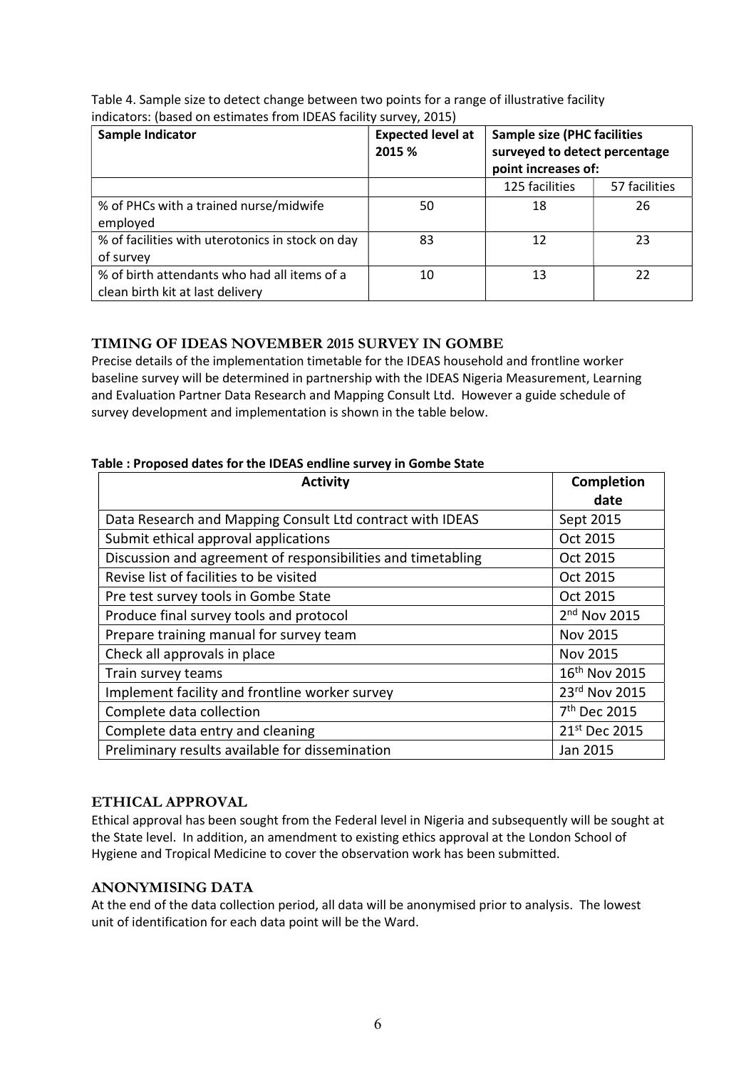Table 4. Sample size to detect change between two points for a range of illustrative facility indicators: (based on estimates from IDEAS facility survey, 2015)

| Sample Indicator | Expected level at 2015 % | Sample size (PHC facilities surveyed to detect percentage point increases of: | |
|---|---|---|---|
| | | 125 facilities | 57 facilities |
| % of PHCs with a trained nurse/midwife employed | 50 | 18 | 26 |
| % of facilities with uterotonics in stock on day of survey | 83 | 12 | 23 |
| % of birth attendants who had all items of a clean birth kit at last delivery | 10 | 13 | 22 |

## TIMING OF IDEAS NOVEMBER 2015 SURVEY IN GOMBE

Precise details of the implementation timetable for the IDEAS household and frontline worker baseline survey will be determined in partnership with the IDEAS Nigeria Measurement, Learning and Evaluation Partner Data Research and Mapping Consult Ltd. However a guide schedule of survey development and implementation is shown in the table below.

**Table : Proposed dates for the IDEAS endline survey in Gombe State**

| Activity | Completion date |
|---|---|
| Data Research and Mapping Consult Ltd contract with IDEAS | Sept 2015 |
| Submit ethical approval applications | Oct 2015 |
| Discussion and agreement of responsibilities and timetabling | Oct 2015 |
| Revise list of facilities to be visited | Oct 2015 |
| Pre test survey tools in Gombe State | Oct 2015 |
| Produce final survey tools and protocol | 2nd Nov 2015 |
| Prepare training manual for survey team | Nov 2015 |
| Check all approvals in place | Nov 2015 |
| Train survey teams | 16th Nov 2015 |
| Implement facility and frontline worker survey | 23rd Nov 2015 |
| Complete data collection | 7th Dec 2015 |
| Complete data entry and cleaning | 21st Dec 2015 |
| Preliminary results available for dissemination | Jan 2015 |

## ETHICAL APPROVAL

Ethical approval has been sought from the Federal level in Nigeria and subsequently will be sought at the State level. In addition, an amendment to existing ethics approval at the London School of Hygiene and Tropical Medicine to cover the observation work has been submitted.

## ANONYMISING DATA

At the end of the data collection period, all data will be anonymised prior to analysis. The lowest unit of identification for each data point will be the Ward.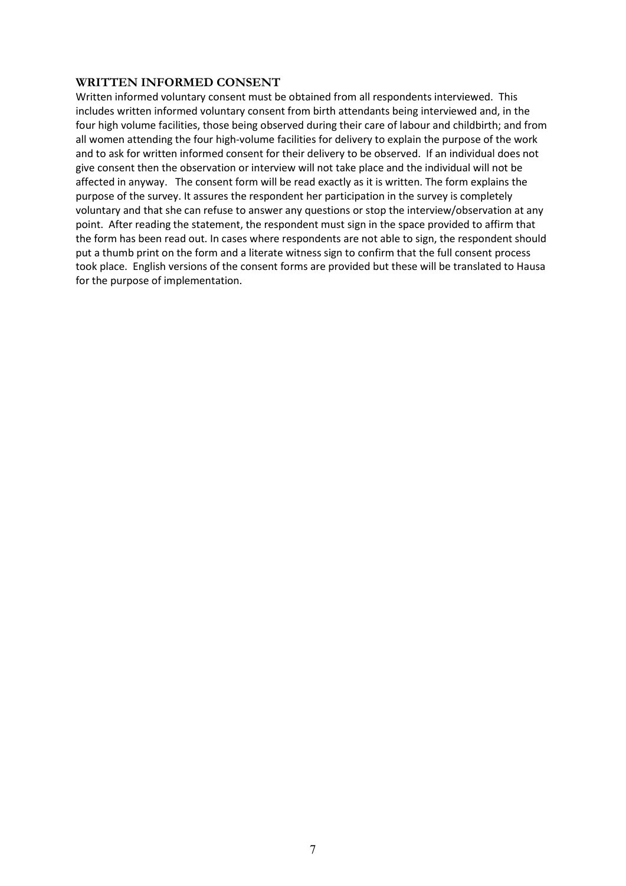## WRITTEN INFORMED CONSENT

Written informed voluntary consent must be obtained from all respondents interviewed. This includes written informed voluntary consent from birth attendants being interviewed and, in the four high volume facilities, those being observed during their care of labour and childbirth; and from all women attending the four high-volume facilities for delivery to explain the purpose of the work and to ask for written informed consent for their delivery to be observed. If an individual does not give consent then the observation or interview will not take place and the individual will not be affected in anyway. The consent form will be read exactly as it is written. The form explains the purpose of the survey. It assures the respondent her participation in the survey is completely voluntary and that she can refuse to answer any questions or stop the interview/observation at any point. After reading the statement, the respondent must sign in the space provided to affirm that the form has been read out. In cases where respondents are not able to sign, the respondent should put a thumb print on the form and a literate witness sign to confirm that the full consent process took place. English versions of the consent forms are provided but these will be translated to Hausa for the purpose of implementation.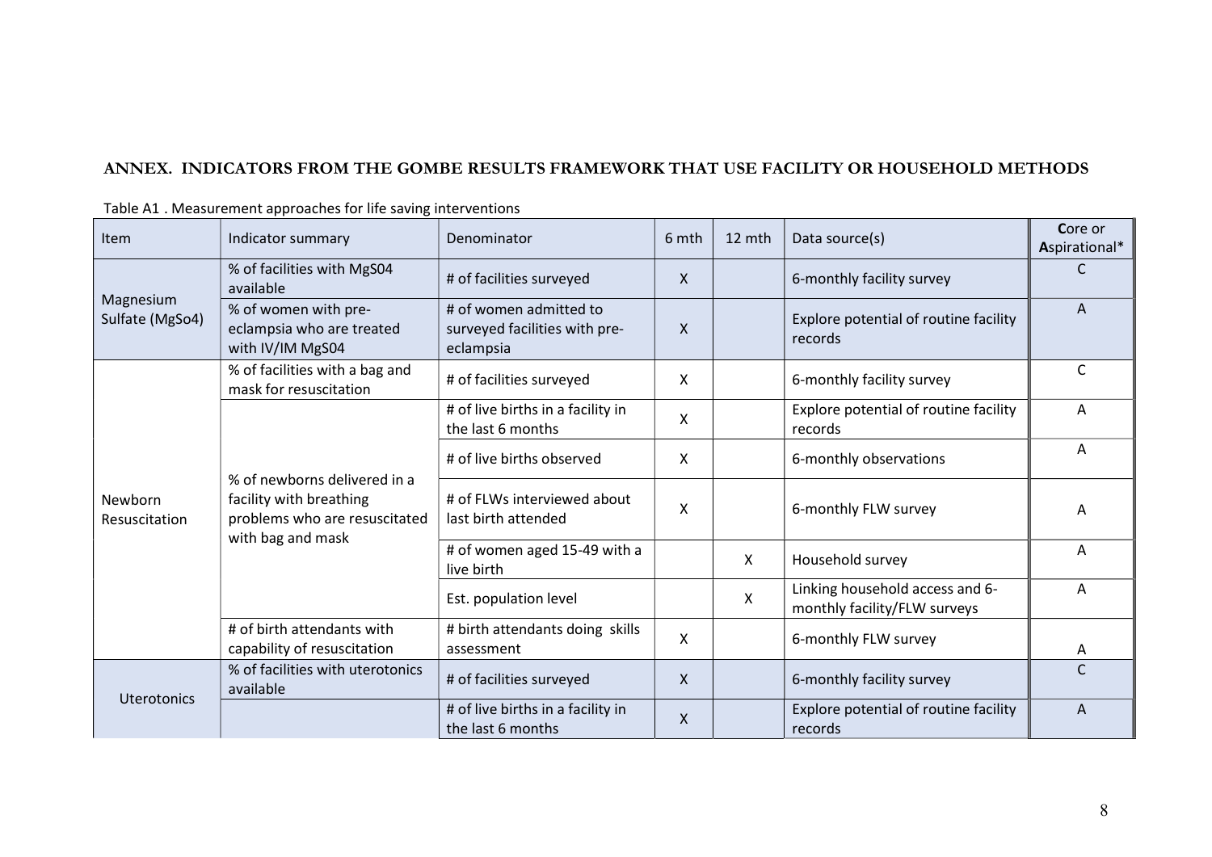## ANNEX. INDICATORS FROM THE GOMBE RESULTS FRAMEWORK THAT USE FACILITY OR HOUSEHOLD METHODS

Table A1 . Measurement approaches for life saving interventions

| Item | Indicator summary | Denominator | 6 mth | 12 mth | Data source(s) | **C**ore or **A**spirational* |
|---|---|---|---|---|---|---|
| Magnesium Sulfate (MgSo4) | % of facilities with MgS04 available | # of facilities surveyed | X | | 6-monthly facility survey | C |
| | % of women with pre-eclampsia who are treated with IV/IM MgS04 | # of women admitted to surveyed facilities with pre-eclampsia | X | | Explore potential of routine facility records | A |
| Newborn Resuscitation | % of facilities with a bag and mask for resuscitation | # of facilities surveyed | X | | 6-monthly facility survey | C |
| | % of newborns delivered in a facility with breathing problems who are resuscitated with bag and mask | # of live births in a facility in the last 6 months | X | | Explore potential of routine facility records | A |
| | | # of live births observed | X | | 6-monthly observations | A |
| | | # of FLWs interviewed about last birth attended | X | | 6-monthly FLW survey | A |
| | | # of women aged 15-49 with a live birth | | X | Household survey | A |
| | | Est. population level | | X | Linking household access and 6-monthly facility/FLW surveys | A |
| | # of birth attendants with capability of resuscitation | # birth attendants doing skills assessment | X | | 6-monthly FLW survey | A |
| Uterotonics | % of facilities with uterotonics available | # of facilities surveyed | X | | 6-monthly facility survey | C |
| | | # of live births in a facility in the last 6 months | X | | Explore potential of routine facility records | A |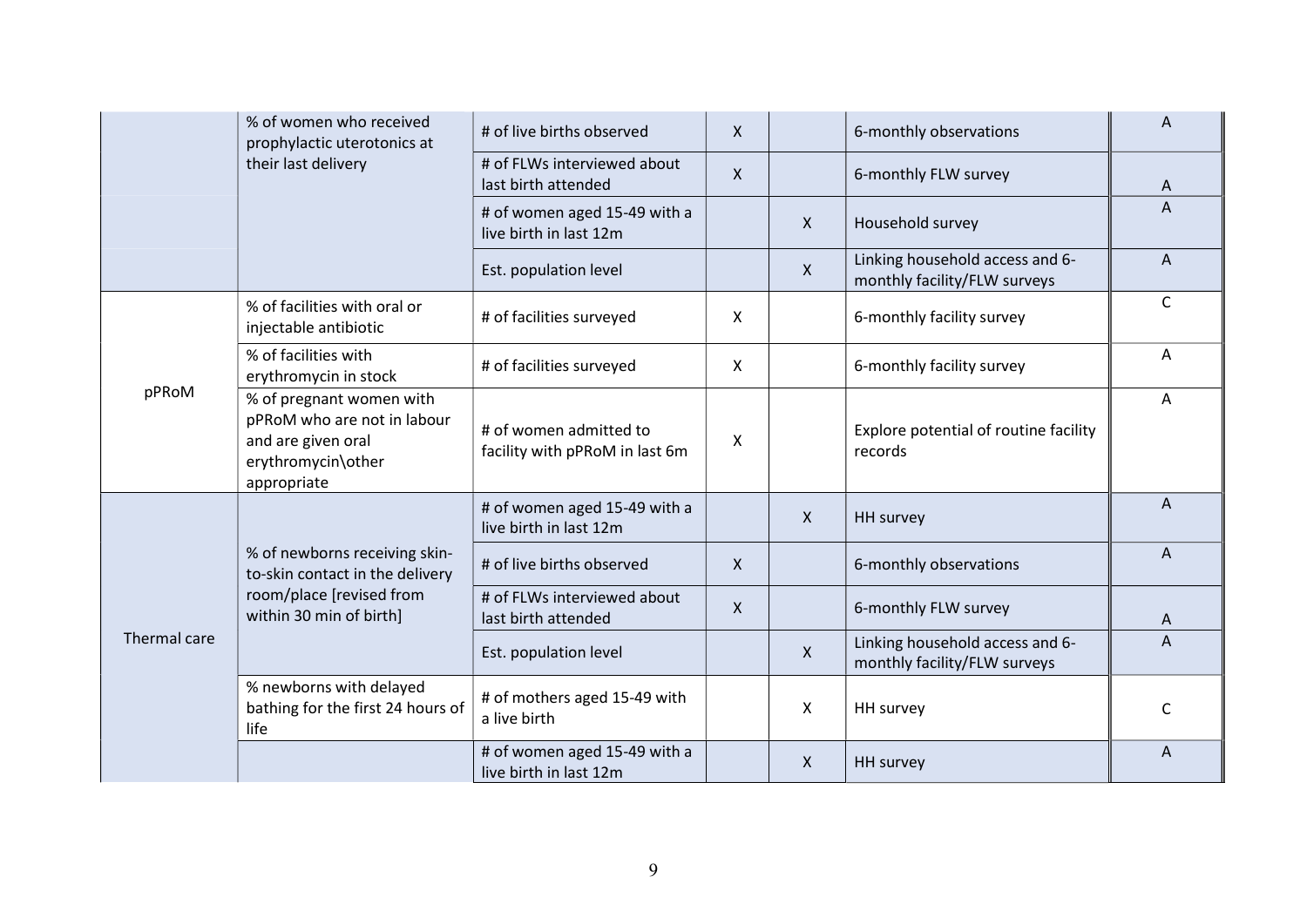| | | | | | | |
|---|---|---|---|---|---|---|
| | % of women who received prophylactic uterotonics at their last delivery | # of live births observed | X | | 6-monthly observations | A |
| | | # of FLWs interviewed about last birth attended | X | | 6-monthly FLW survey | A |
| | | # of women aged 15-49 with a live birth in last 12m | | X | Household survey | A |
| | | Est. population level | | X | Linking household access and 6-monthly facility/FLW surveys | A |
| pPRoM | % of facilities with oral or injectable antibiotic | # of facilities surveyed | X | | 6-monthly facility survey | C |
| | % of facilities with erythromycin in stock | # of facilities surveyed | X | | 6-monthly facility survey | A |
| | % of pregnant women with pPRoM who are not in labour and are given oral erythromycin\other appropriate | # of women admitted to facility with pPRoM in last 6m | X | | Explore potential of routine facility records | A |
| Thermal care | % of newborns receiving skin-to-skin contact in the delivery room/place [revised from within 30 min of birth] | # of women aged 15-49 with a live birth in last 12m | | X | HH survey | A |
| | | # of live births observed | X | | 6-monthly observations | A |
| | | # of FLWs interviewed about last birth attended | X | | 6-monthly FLW survey | A |
| | | Est. population level | | X | Linking household access and 6-monthly facility/FLW surveys | A |
| | % newborns with delayed bathing for the first 24 hours of life | # of mothers aged 15-49 with a live birth | | X | HH survey | C |
| | | # of women aged 15-49 with a live birth in last 12m | | X | HH survey | A |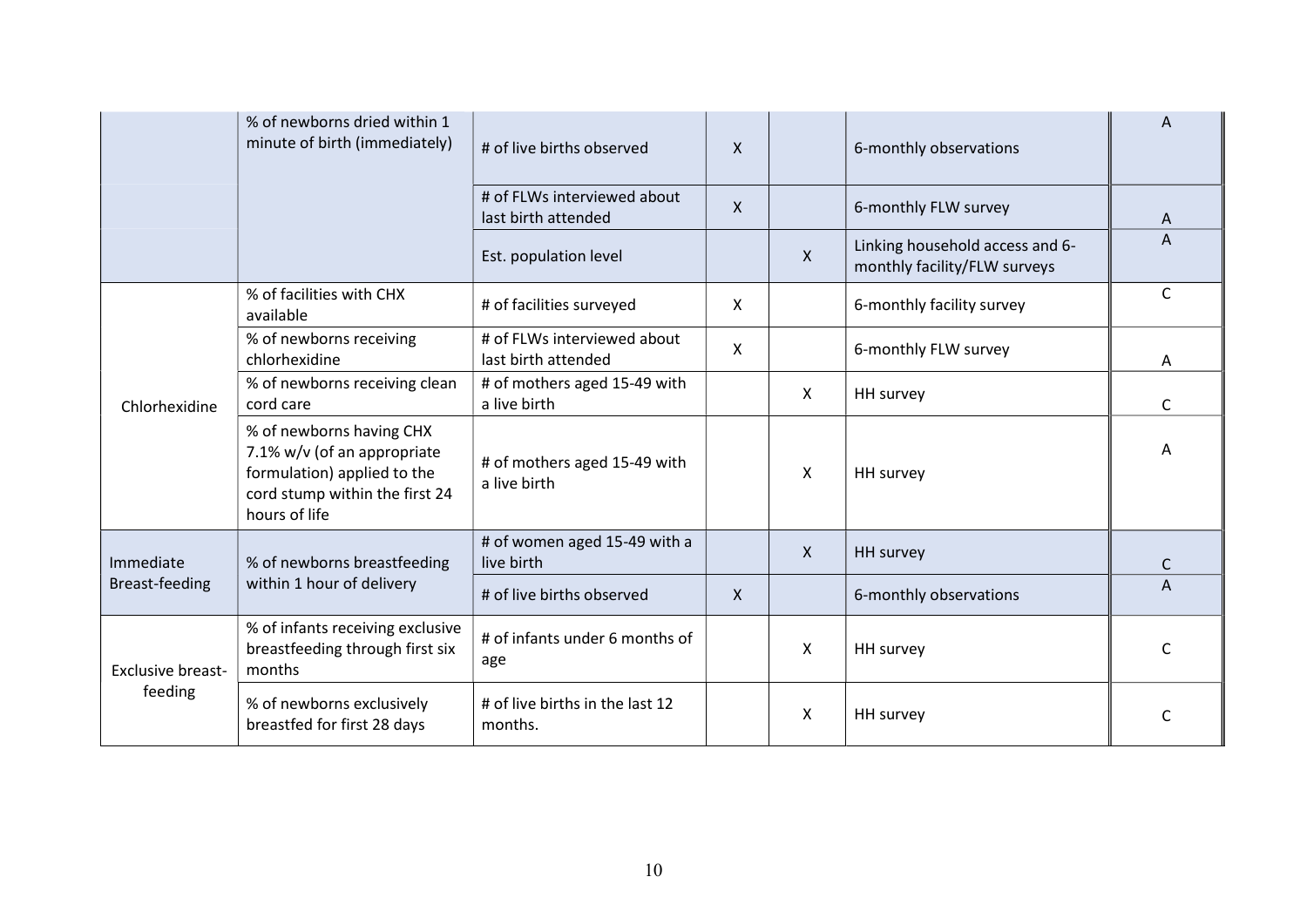|  |  |  |  |  |  |  |
|---|---|---|---|---|---|---|
|  | % of newborns dried within 1 minute of birth (immediately) | # of live births observed | X |  | 6-monthly observations | A |
|  |  | # of FLWs interviewed about last birth attended | X |  | 6-monthly FLW survey | A |
|  |  | Est. population level |  | X | Linking household access and 6-monthly facility/FLW surveys | A |
| Chlorhexidine | % of facilities with CHX available | # of facilities surveyed | X |  | 6-monthly facility survey | C |
|  | % of newborns receiving chlorhexidine | # of FLWs interviewed about last birth attended | X |  | 6-monthly FLW survey | A |
|  | % of newborns receiving clean cord care | # of mothers aged 15-49 with a live birth |  | X | HH survey | C |
|  | % of newborns having CHX 7.1% w/v (of an appropriate formulation) applied to the cord stump within the first 24 hours of life | # of mothers aged 15-49 with a live birth |  | X | HH survey | A |
| Immediate Breast-feeding | % of newborns breastfeeding within 1 hour of delivery | # of women aged 15-49 with a live birth |  | X | HH survey | C |
|  |  | # of live births observed | X |  | 6-monthly observations | A |
| Exclusive breast-feeding | % of infants receiving exclusive breastfeeding through first six months | # of infants under 6 months of age |  | X | HH survey | C |
|  | % of newborns exclusively breastfed for first 28 days | # of live births in the last 12 months. |  | X | HH survey | C |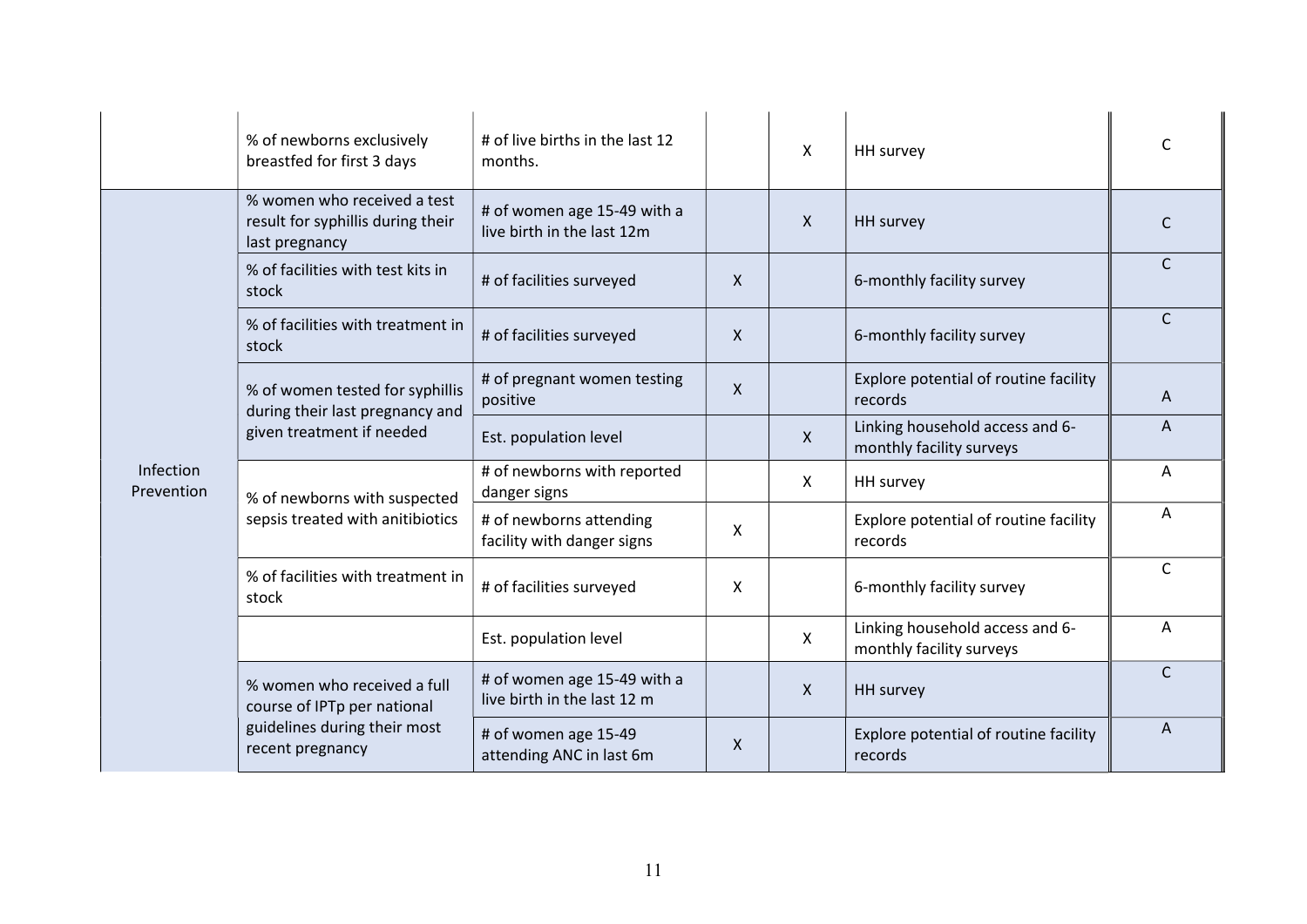| | | | | | | |
|---|---|---|---|---|---|---|
| | % of newborns exclusively breastfed for first 3 days | # of live births in the last 12 months. | | X | HH survey | C |
| Infection Prevention | % women who received a test result for syphillis during their last pregnancy | # of women age 15-49 with a live birth in the last 12m | | X | HH survey | C |
| | % of facilities with test kits in stock | # of facilities surveyed | X | | 6-monthly facility survey | C |
| | % of facilities with treatment in stock | # of facilities surveyed | X | | 6-monthly facility survey | C |
| | % of women tested for syphillis during their last pregnancy and given treatment if needed | # of pregnant women testing positive | X | | Explore potential of routine facility records | A |
| | | Est. population level | | X | Linking household access and 6-monthly facility surveys | A |
| | % of newborns with suspected sepsis treated with anitibiotics | # of newborns with reported danger signs | | X | HH survey | A |
| | | # of newborns attending facility with danger signs | X | | Explore potential of routine facility records | A |
| | % of facilities with treatment in stock | # of facilities surveyed | X | | 6-monthly facility survey | C |
| | | Est. population level | | X | Linking household access and 6-monthly facility surveys | A |
| | % women who received a full course of IPTp per national guidelines during their most recent pregnancy | # of women age 15-49 with a live birth in the last 12 m | | X | HH survey | C |
| | | # of women age 15-49 attending ANC in last 6m | X | | Explore potential of routine facility records | A |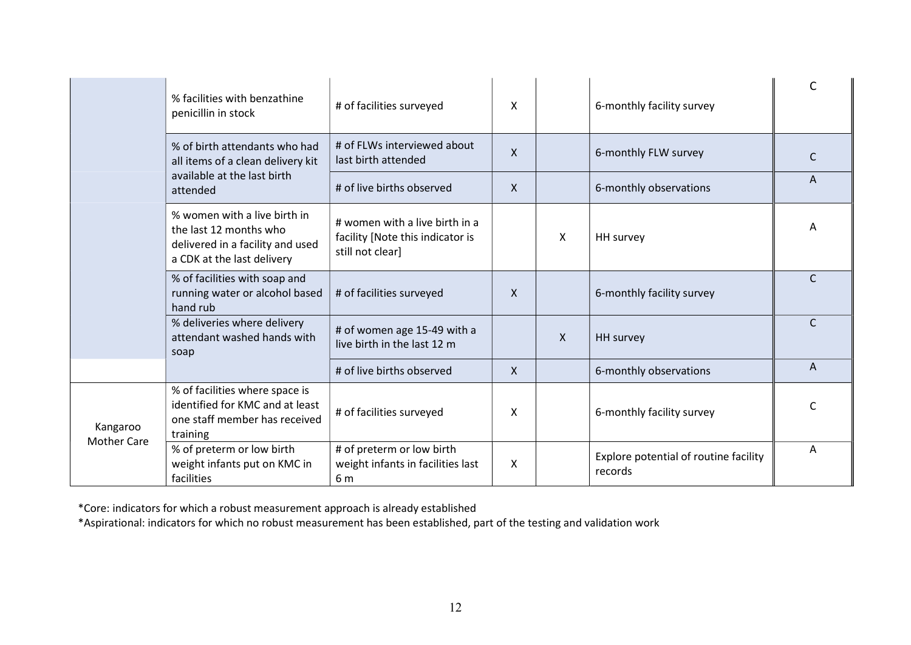| | | | | | | |
|---|---|---|---|---|---|---|
| | % facilities with benzathine penicillin in stock | # of facilities surveyed | X | | 6-monthly facility survey | C |
| | % of birth attendants who had all items of a clean delivery kit available at the last birth attended | # of FLWs interviewed about last birth attended | X | | 6-monthly FLW survey | C |
| | | # of live births observed | X | | 6-monthly observations | A |
| | % women with a live birth in the last 12 months who delivered in a facility and used a CDK at the last delivery | # women with a live birth in a facility [Note this indicator is still not clear] | | X | HH survey | A |
| | % of facilities with soap and running water or alcohol based hand rub | # of facilities surveyed | X | | 6-monthly facility survey | C |
| | % deliveries where delivery attendant washed hands with soap | # of women age 15-49 with a live birth in the last 12 m | | X | HH survey | C |
| | | # of live births observed | X | | 6-monthly observations | A |
| Kangaroo Mother Care | % of facilities where space is identified for KMC and at least one staff member has received training | # of facilities surveyed | X | | 6-monthly facility survey | C |
| | % of preterm or low birth weight infants put on KMC in facilities | # of preterm or low birth weight infants in facilities last 6 m | X | | Explore potential of routine facility records | A |

*Core: indicators for which a robust measurement approach is already established

*Aspirational: indicators for which no robust measurement has been established, part of the testing and validation work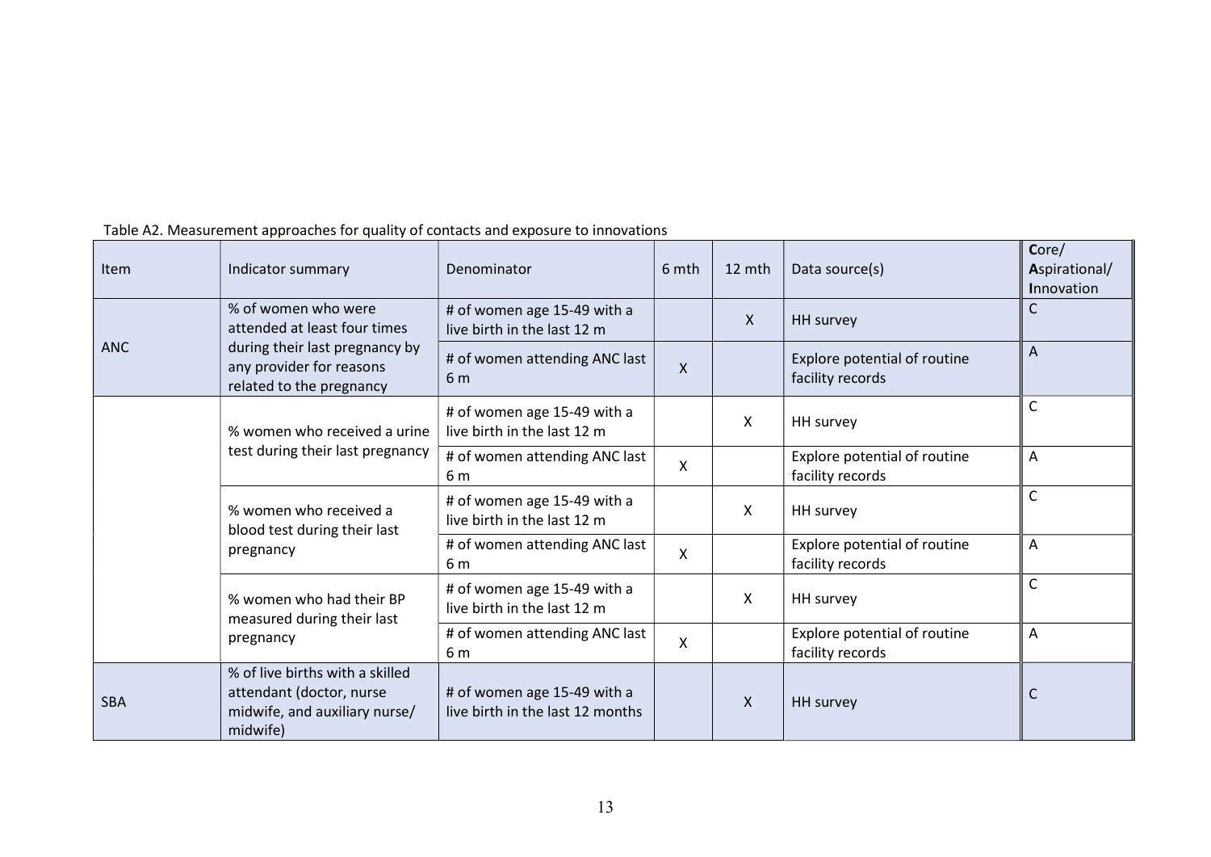Table A2. Measurement approaches for quality of contacts and exposure to innovations

| Item | Indicator summary | Denominator | 6 mth | 12 mth | Data source(s) | **C**ore/ **A**spirational/ **I**nnovation |
|---|---|---|---|---|---|---|
| ANC | % of women who were attended at least four times during their last pregnancy by any provider for reasons related to the pregnancy | # of women age 15-49 with a live birth in the last 12 m | | X | HH survey | C |
| | | # of women attending ANC last 6 m | X | | Explore potential of routine facility records | A |
| | % women who received a urine test during their last pregnancy | # of women age 15-49 with a live birth in the last 12 m | | X | HH survey | C |
| | | # of women attending ANC last 6 m | X | | Explore potential of routine facility records | A |
| | % women who received a blood test during their last pregnancy | # of women age 15-49 with a live birth in the last 12 m | | X | HH survey | C |
| | | # of women attending ANC last 6 m | X | | Explore potential of routine facility records | A |
| | % women who had their BP measured during their last pregnancy | # of women age 15-49 with a live birth in the last 12 m | | X | HH survey | C |
| | | # of women attending ANC last 6 m | X | | Explore potential of routine facility records | A |
| SBA | % of live births with a skilled attendant (doctor, nurse midwife, and auxiliary nurse/ midwife) | # of women age 15-49 with a live birth in the last 12 months | | X | HH survey | C |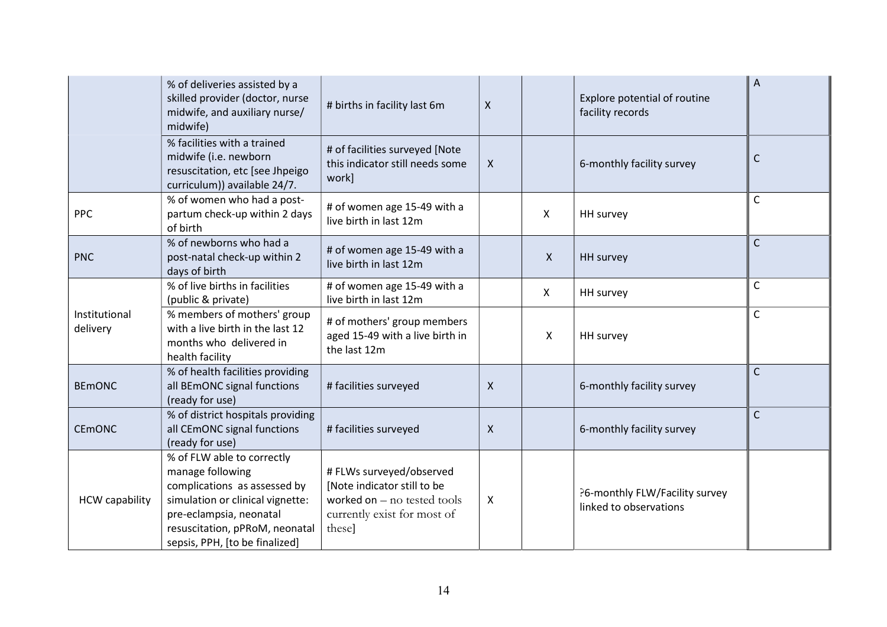| | | | | | | |
|---|---|---|---|---|---|---|
| | % of deliveries assisted by a skilled provider (doctor, nurse midwife, and auxiliary nurse/ midwife) | # births in facility last 6m | X | | Explore potential of routine facility records | A |
| | % facilities with a trained midwife (i.e. newborn resuscitation, etc [see Jhpeigo curriculum)) available 24/7. | # of facilities surveyed [Note this indicator still needs some work] | X | | 6-monthly facility survey | C |
| PPC | % of women who had a post-partum check-up within 2 days of birth | # of women age 15-49 with a live birth in last 12m | | X | HH survey | C |
| PNC | % of newborns who had a post-natal check-up within 2 days of birth | # of women age 15-49 with a live birth in last 12m | | X | HH survey | C |
| Institutional delivery | % of live births in facilities (public & private) | # of women age 15-49 with a live birth in last 12m | | X | HH survey | C |
| | % members of mothers' group with a live birth in the last 12 months who delivered in health facility | # of mothers' group members aged 15-49 with a live birth in the last 12m | | X | HH survey | C |
| BEmONC | % of health facilities providing all BEmONC signal functions (ready for use) | # facilities surveyed | X | | 6-monthly facility survey | C |
| CEmONC | % of district hospitals providing all CEmONC signal functions (ready for use) | # facilities surveyed | X | | 6-monthly facility survey | C |
| HCW capability | % of FLW able to correctly manage following complications as assessed by simulation or clinical vignette: pre-eclampsia, neonatal resuscitation, pPRoM, neonatal sepsis, PPH, [to be finalized] | # FLWs surveyed/observed [Note indicator still to be worked on – no tested tools currently exist for most of these] | X | | ?6-monthly FLW/Facility survey linked to observations | |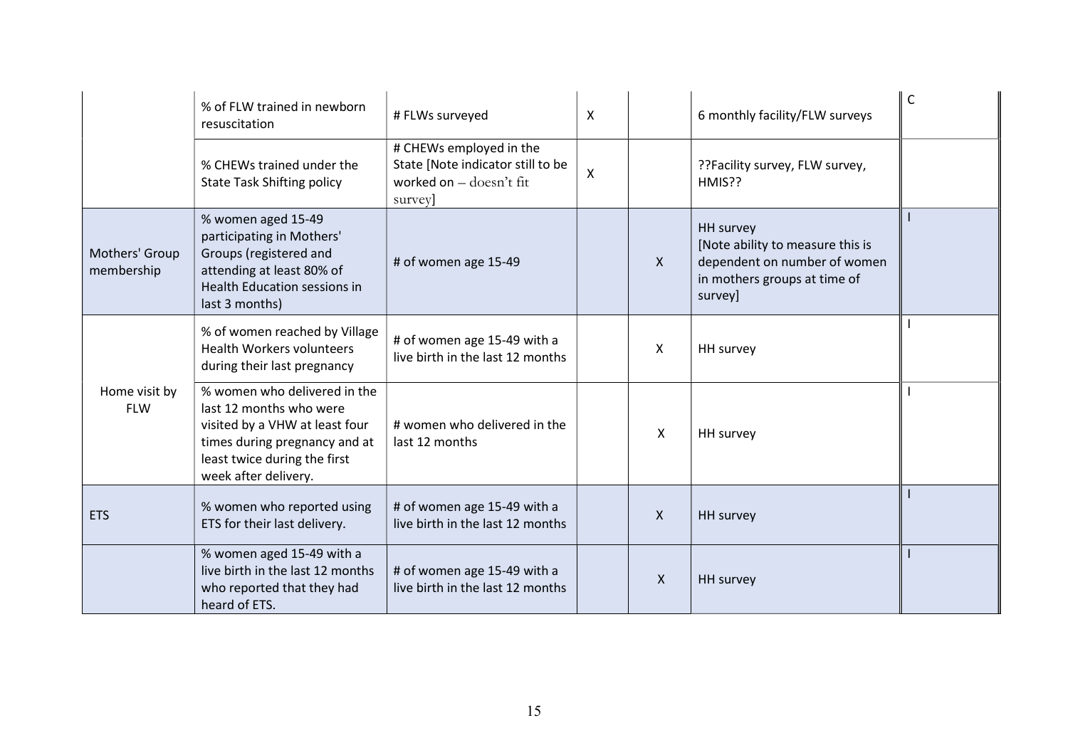| | | | | | | |
|---|---|---|---|---|---|---|
| | % of FLW trained in newborn resuscitation | # FLWs surveyed | X | | 6 monthly facility/FLW surveys | C |
| | % CHEWs trained under the State Task Shifting policy | # CHEWs employed in the State [Note indicator still to be worked on – doesn't fit survey] | X | | ??Facility survey, FLW survey, HMIS?? | |
| Mothers' Group membership | % women aged 15-49 participating in Mothers' Groups (registered and attending at least 80% of Health Education sessions in last 3 months) | # of women age 15-49 | | X | HH survey [Note ability to measure this is dependent on number of women in mothers groups at time of survey] | I |
| Home visit by FLW | % of women reached by Village Health Workers volunteers during their last pregnancy | # of women age 15-49 with a live birth in the last 12 months | | X | HH survey | I |
| | % women who delivered in the last 12 months who were visited by a VHW at least four times during pregnancy and at least twice during the first week after delivery. | # women who delivered in the last 12 months | | X | HH survey | I |
| ETS | % women who reported using ETS for their last delivery. | # of women age 15-49 with a live birth in the last 12 months | | X | HH survey | I |
| | % women aged 15-49 with a live birth in the last 12 months who reported that they had heard of ETS. | # of women age 15-49 with a live birth in the last 12 months | | X | HH survey | I |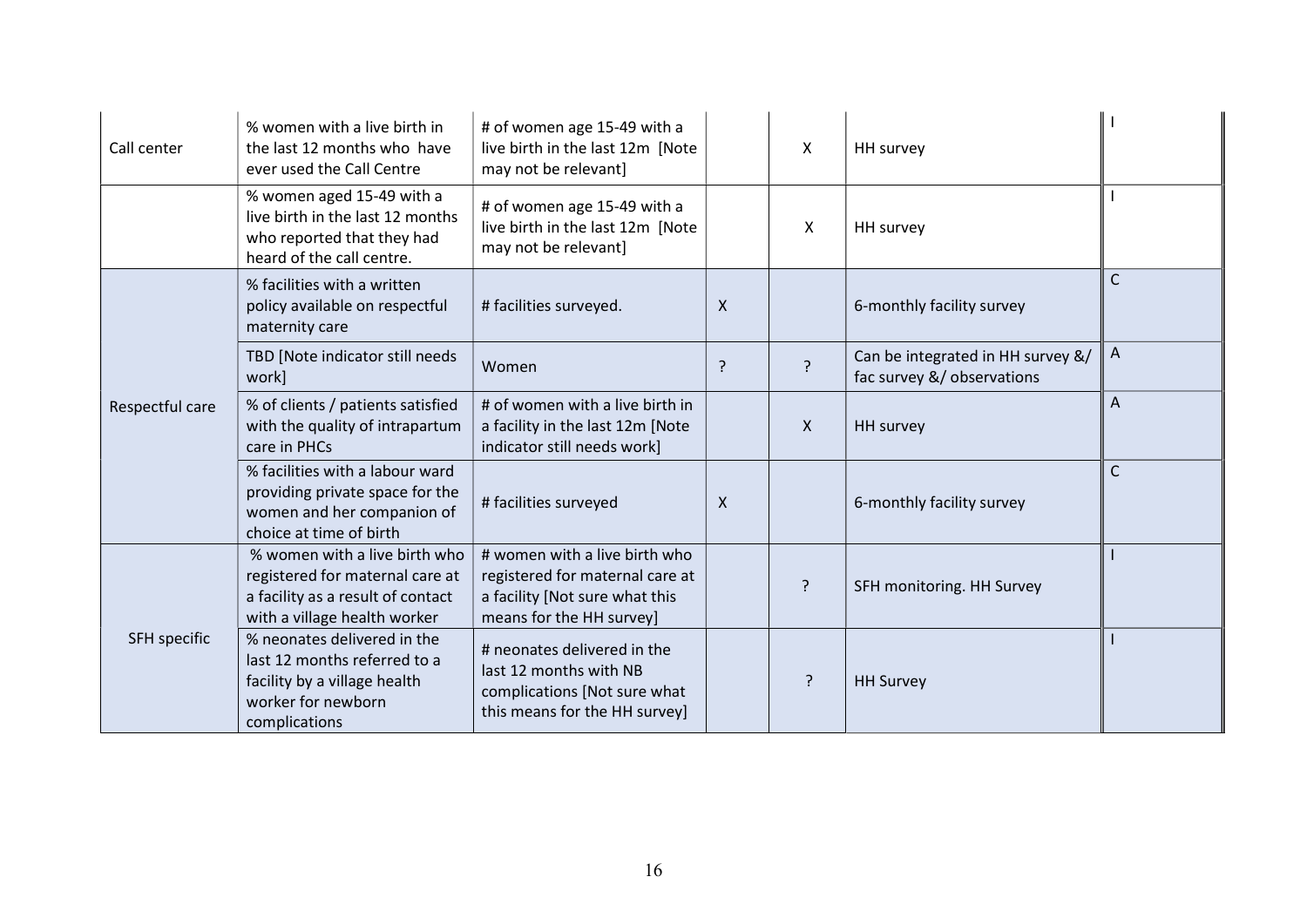| | | | | | | |
|---|---|---|---|---|---|---|
| Call center | % women with a live birth in the last 12 months who have ever used the Call Centre | # of women age 15-49 with a live birth in the last 12m [Note may not be relevant] | | X | HH survey | I |
| | % women aged 15-49 with a live birth in the last 12 months who reported that they had heard of the call centre. | # of women age 15-49 with a live birth in the last 12m [Note may not be relevant] | | X | HH survey | I |
| Respectful care | % facilities with a written policy available on respectful maternity care | # facilities surveyed. | X | | 6-monthly facility survey | C |
| | TBD [Note indicator still needs work] | Women | ? | ? | Can be integrated in HH survey &/ fac survey &/ observations | A |
| | % of clients / patients satisfied with the quality of intrapartum care in PHCs | # of women with a live birth in a facility in the last 12m [Note indicator still needs work] | | X | HH survey | A |
| | % facilities with a labour ward providing private space for the women and her companion of choice at time of birth | # facilities surveyed | X | | 6-monthly facility survey | C |
| SFH specific | % women with a live birth who registered for maternal care at a facility as a result of contact with a village health worker | # women with a live birth who registered for maternal care at a facility [Not sure what this means for the HH survey] | | ? | SFH monitoring. HH Survey | I |
| | % neonates delivered in the last 12 months referred to a facility by a village health worker for newborn complications | # neonates delivered in the last 12 months with NB complications [Not sure what this means for the HH survey] | | ? | HH Survey | I |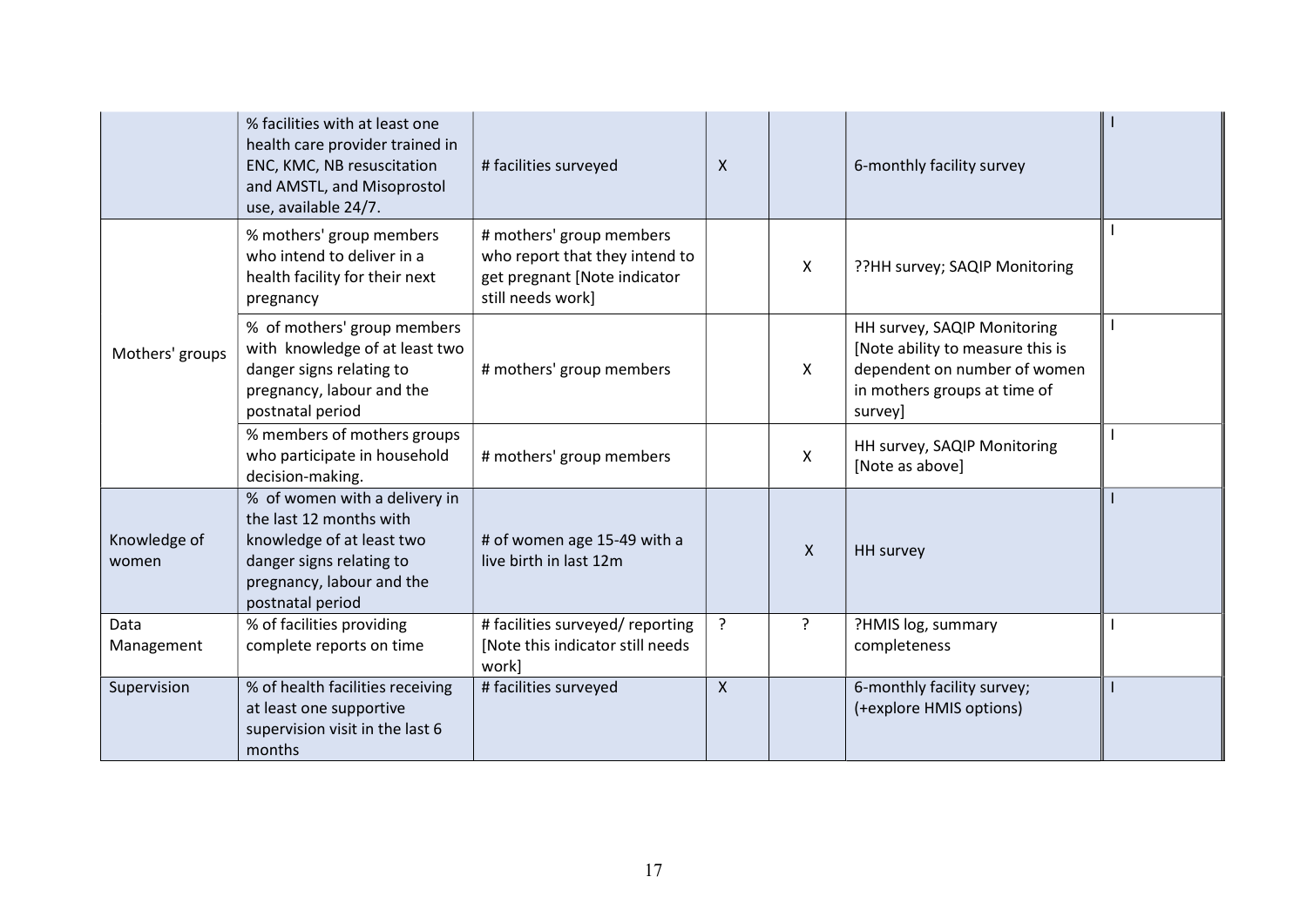| | | | | | | |
|---|---|---|---|---|---|---|
| | % facilities with at least one health care provider trained in ENC, KMC, NB resuscitation and AMSTL, and Misoprostol use, available 24/7. | # facilities surveyed | X | | 6-monthly facility survey | I |
| Mothers' groups | % mothers' group members who intend to deliver in a health facility for their next pregnancy | # mothers' group members who report that they intend to get pregnant [Note indicator still needs work] | | X | ??HH survey; SAQIP Monitoring | I |
| | % of mothers' group members with knowledge of at least two danger signs relating to pregnancy, labour and the postnatal period | # mothers' group members | | X | HH survey, SAQIP Monitoring [Note ability to measure this is dependent on number of women in mothers groups at time of survey] | I |
| | % members of mothers groups who participate in household decision-making. | # mothers' group members | | X | HH survey, SAQIP Monitoring [Note as above] | I |
| Knowledge of women | % of women with a delivery in the last 12 months with knowledge of at least two danger signs relating to pregnancy, labour and the postnatal period | # of women age 15-49 with a live birth in last 12m | | X | HH survey | I |
| Data Management | % of facilities providing complete reports on time | # facilities surveyed/ reporting [Note this indicator still needs work] | ? | ? | ?HMIS log, summary completeness | I |
| Supervision | % of health facilities receiving at least one supportive supervision visit in the last 6 months | # facilities surveyed | X | | 6-monthly facility survey; (+explore HMIS options) | I |